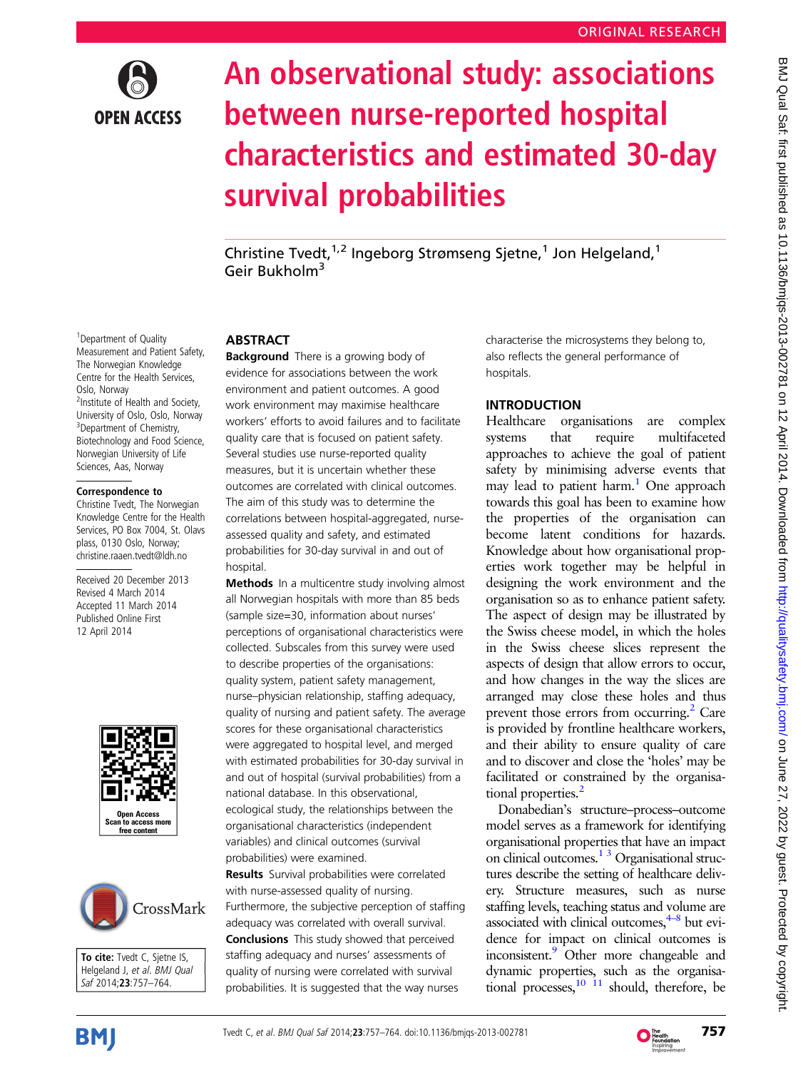ORIGINAL RESEARCH

# An observational study: associations between nurse-reported hospital characteristics and estimated 30-day survival probabilities

Christine Tvedt,[1,2] Ingeborg Strømseng Sjetne,[1] Jon Helgeland,[1] Geir Bukholm[3]

[1]Department of Quality Measurement and Patient Safety, The Norwegian Knowledge Centre for the Health Services, Oslo, Norway
[2]Institute of Health and Society, University of Oslo, Oslo, Norway
[3]Department of Chemistry, Biotechnology and Food Science, Norwegian University of Life Sciences, Aas, Norway

**Correspondence to**
Christine Tvedt, The Norwegian Knowledge Centre for the Health Services, PO Box 7004, St. Olavs plass, 0130 Oslo, Norway; christine.raaen.tvedt@ldh.no

Received 20 December 2013
Revised 4 March 2014
Accepted 11 March 2014
Published Online First 12 April 2014

**To cite:** Tvedt C, Sjetne IS, Helgeland J, et al. *BMJ Qual Saf* 2014;**23**:757–764.

## ABSTRACT

**Background** There is a growing body of evidence for associations between the work environment and patient outcomes. A good work environment may maximise healthcare workers' efforts to avoid failures and to facilitate quality care that is focused on patient safety. Several studies use nurse-reported quality measures, but it is uncertain whether these outcomes are correlated with clinical outcomes. The aim of this study was to determine the correlations between hospital-aggregated, nurse-assessed quality and safety, and estimated probabilities for 30-day survival in and out of hospital.

**Methods** In a multicentre study involving almost all Norwegian hospitals with more than 85 beds (sample size=30, information about nurses' perceptions of organisational characteristics were collected. Subscales from this survey were used to describe properties of the organisations: quality system, patient safety management, nurse–physician relationship, staffing adequacy, quality of nursing and patient safety. The average scores for these organisational characteristics were aggregated to hospital level, and merged with estimated probabilities for 30-day survival in and out of hospital (survival probabilities) from a national database. In this observational, ecological study, the relationships between the organisational characteristics (independent variables) and clinical outcomes (survival probabilities) were examined.

**Results** Survival probabilities were correlated with nurse-assessed quality of nursing. Furthermore, the subjective perception of staffing adequacy was correlated with overall survival.

**Conclusions** This study showed that perceived staffing adequacy and nurses' assessments of quality of nursing were correlated with survival probabilities. It is suggested that the way nurses characterise the microsystems they belong to, also reflects the general performance of hospitals.

## INTRODUCTION

Healthcare organisations are complex systems that require multifaceted approaches to achieve the goal of patient safety by minimising adverse events that may lead to patient harm.[1] One approach towards this goal has been to examine how the properties of the organisation can become latent conditions for hazards. Knowledge about how organisational properties work together may be helpful in designing the work environment and the organisation so as to enhance patient safety. The aspect of design may be illustrated by the Swiss cheese model, in which the holes in the Swiss cheese slices represent the aspects of design that allow errors to occur, and how changes in the way the slices are arranged may close these holes and thus prevent those errors from occurring.[2] Care is provided by frontline healthcare workers, and their ability to ensure quality of care and to discover and close the 'holes' may be facilitated or constrained by the organisational properties.[2]

Donabedian's structure–process–outcome model serves as a framework for identifying organisational properties that have an impact on clinical outcomes.[1,3] Organisational structures describe the setting of healthcare delivery. Structure measures, such as nurse staffing levels, teaching status and volume are associated with clinical outcomes,[4–8] but evidence for impact on clinical outcomes is inconsistent.[9] Other more changeable and dynamic properties, such as the organisational processes,[10,11] should, therefore, be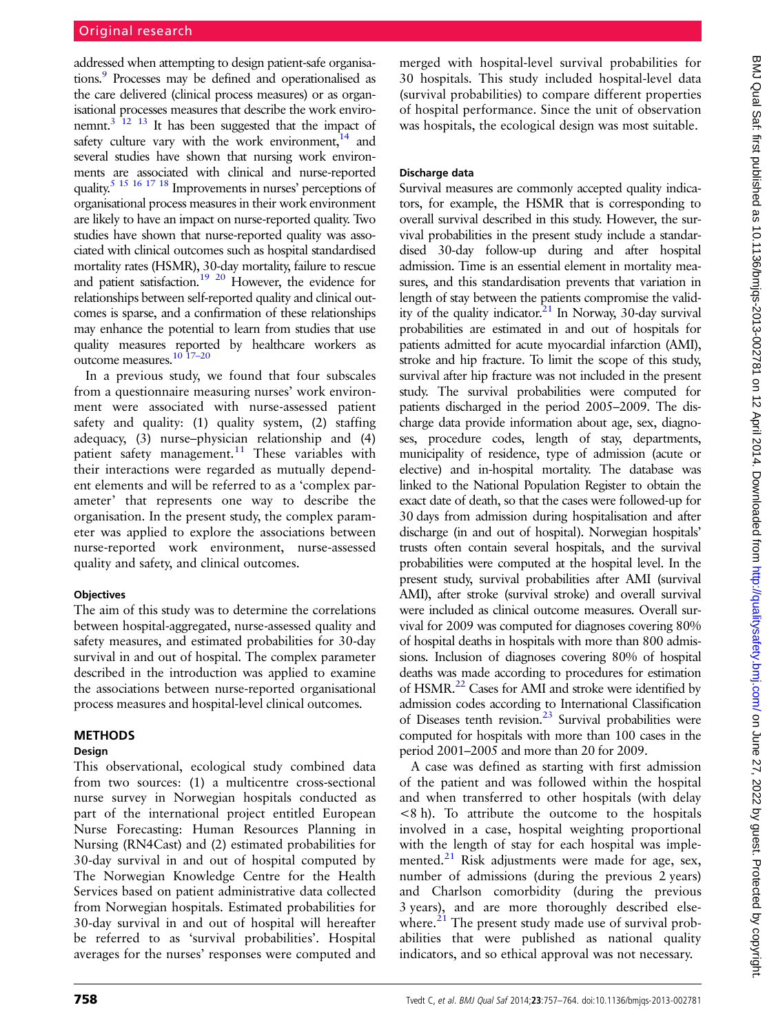addressed when attempting to design patient-safe organisations.[9] Processes may be defined and operationalised as the care delivered (clinical process measures) or as organisational processes measures that describe the work environemnt.[3 12 13] It has been suggested that the impact of safety culture vary with the work environment,[14] and several studies have shown that nursing work environments are associated with clinical and nurse-reported quality.[5 15 16 17 18] Improvements in nurses' perceptions of organisational process measures in their work environment are likely to have an impact on nurse-reported quality. Two studies have shown that nurse-reported quality was associated with clinical outcomes such as hospital standardised mortality rates (HSMR), 30-day mortality, failure to rescue and patient satisfaction.[19 20] However, the evidence for relationships between self-reported quality and clinical outcomes is sparse, and a confirmation of these relationships may enhance the potential to learn from studies that use quality measures reported by healthcare workers as outcome measures.[10 17–20]

In a previous study, we found that four subscales from a questionnaire measuring nurses' work environment were associated with nurse-assessed patient safety and quality: (1) quality system, (2) staffing adequacy, (3) nurse–physician relationship and (4) patient safety management.[11] These variables with their interactions were regarded as mutually dependent elements and will be referred to as a 'complex parameter' that represents one way to describe the organisation. In the present study, the complex parameter was applied to explore the associations between nurse-reported work environment, nurse-assessed quality and safety, and clinical outcomes.

### Objectives

The aim of this study was to determine the correlations between hospital-aggregated, nurse-assessed quality and safety measures, and estimated probabilities for 30-day survival in and out of hospital. The complex parameter described in the introduction was applied to examine the associations between nurse-reported organisational process measures and hospital-level clinical outcomes.

## METHODS

### Design

This observational, ecological study combined data from two sources: (1) a multicentre cross-sectional nurse survey in Norwegian hospitals conducted as part of the international project entitled European Nurse Forecasting: Human Resources Planning in Nursing (RN4Cast) and (2) estimated probabilities for 30-day survival in and out of hospital computed by The Norwegian Knowledge Centre for the Health Services based on patient administrative data collected from Norwegian hospitals. Estimated probabilities for 30-day survival in and out of hospital will hereafter be referred to as 'survival probabilities'. Hospital averages for the nurses' responses were computed and merged with hospital-level survival probabilities for 30 hospitals. This study included hospital-level data (survival probabilities) to compare different properties of hospital performance. Since the unit of observation was hospitals, the ecological design was most suitable.

### Discharge data

Survival measures are commonly accepted quality indicators, for example, the HSMR that is corresponding to overall survival described in this study. However, the survival probabilities in the present study include a standardised 30-day follow-up during and after hospital admission. Time is an essential element in mortality measures, and this standardisation prevents that variation in length of stay between the patients compromise the validity of the quality indicator.[21] In Norway, 30-day survival probabilities are estimated in and out of hospitals for patients admitted for acute myocardial infarction (AMI), stroke and hip fracture. To limit the scope of this study, survival after hip fracture was not included in the present study. The survival probabilities were computed for patients discharged in the period 2005–2009. The discharge data provide information about age, sex, diagnoses, procedure codes, length of stay, departments, municipality of residence, type of admission (acute or elective) and in-hospital mortality. The database was linked to the National Population Register to obtain the exact date of death, so that the cases were followed-up for 30 days from admission during hospitalisation and after discharge (in and out of hospital). Norwegian hospitals' trusts often contain several hospitals, and the survival probabilities were computed at the hospital level. In the present study, survival probabilities after AMI (survival AMI), after stroke (survival stroke) and overall survival were included as clinical outcome measures. Overall survival for 2009 was computed for diagnoses covering 80% of hospital deaths in hospitals with more than 800 admissions. Inclusion of diagnoses covering 80% of hospital deaths was made according to procedures for estimation of HSMR.[22] Cases for AMI and stroke were identified by admission codes according to International Classification of Diseases tenth revision.[23] Survival probabilities were computed for hospitals with more than 100 cases in the period 2001–2005 and more than 20 for 2009.

A case was defined as starting with first admission of the patient and was followed within the hospital and when transferred to other hospitals (with delay <8 h). To attribute the outcome to the hospitals involved in a case, hospital weighting proportional with the length of stay for each hospital was implemented.[21] Risk adjustments were made for age, sex, number of admissions (during the previous 2 years) and Charlson comorbidity (during the previous 3 years), and are more thoroughly described elsewhere.[21] The present study made use of survival probabilities that were published as national quality indicators, and so ethical approval was not necessary.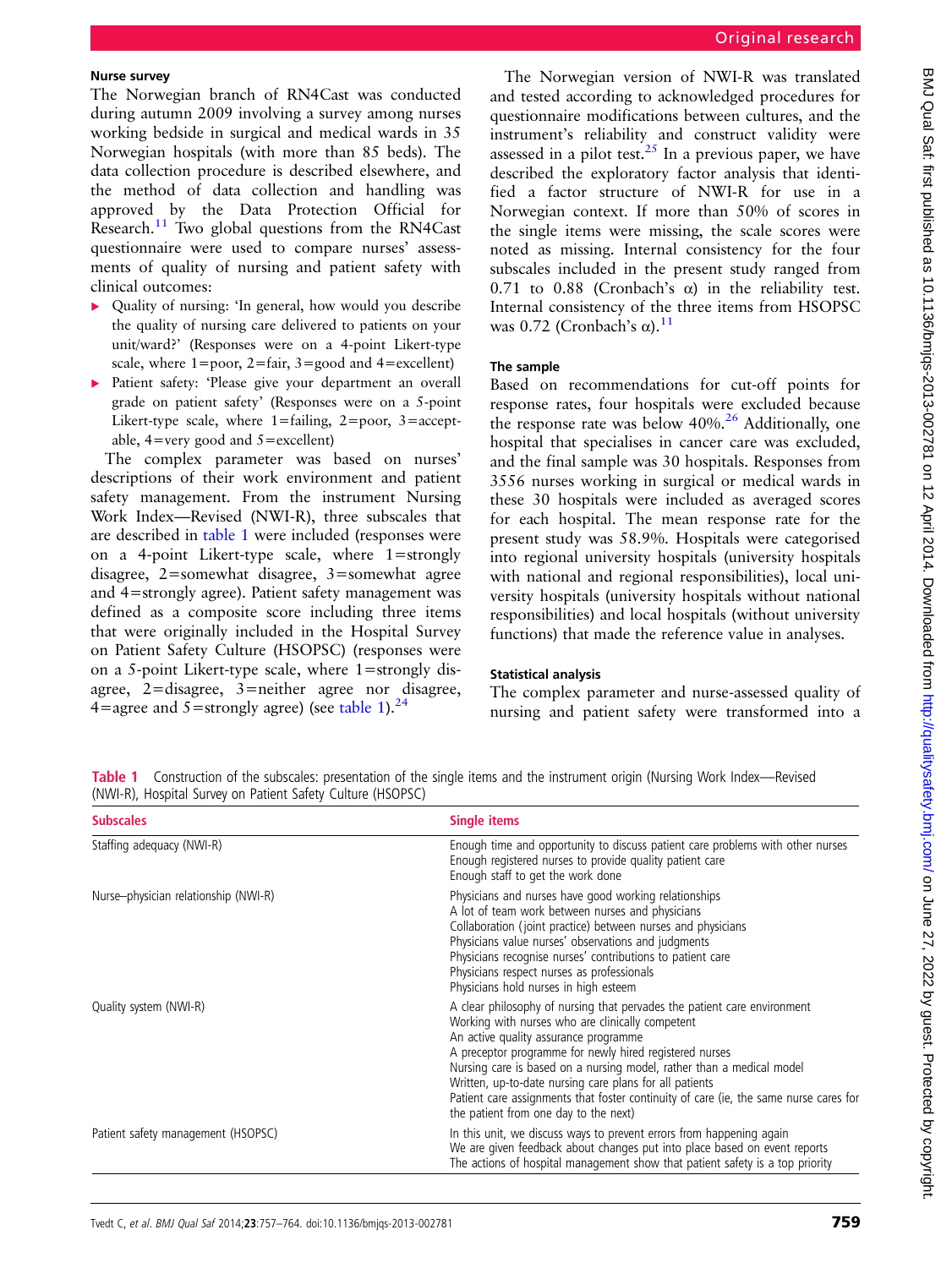### Nurse survey

The Norwegian branch of RN4Cast was conducted during autumn 2009 involving a survey among nurses working bedside in surgical and medical wards in 35 Norwegian hospitals (with more than 85 beds). The data collection procedure is described elsewhere, and the method of data collection and handling was approved by the Data Protection Official for Research.[11] Two global questions from the RN4Cast questionnaire were used to compare nurses' assessments of quality of nursing and patient safety with clinical outcomes:

- Quality of nursing: 'In general, how would you describe the quality of nursing care delivered to patients on your unit/ward?' (Responses were on a 4-point Likert-type scale, where 1=poor, 2=fair, 3=good and 4=excellent)
- Patient safety: 'Please give your department an overall grade on patient safety' (Responses were on a 5-point Likert-type scale, where 1=failing, 2=poor, 3=acceptable, 4=very good and 5=excellent)

The complex parameter was based on nurses' descriptions of their work environment and patient safety management. From the instrument Nursing Work Index—Revised (NWI-R), three subscales that are described in table 1 were included (responses were on a 4-point Likert-type scale, where 1=strongly disagree, 2=somewhat disagree, 3=somewhat agree and 4=strongly agree). Patient safety management was defined as a composite score including three items that were originally included in the Hospital Survey on Patient Safety Culture (HSOPSC) (responses were on a 5-point Likert-type scale, where 1=strongly disagree, 2=disagree, 3=neither agree nor disagree, 4=agree and 5=strongly agree) (see table 1).[24]

The Norwegian version of NWI-R was translated and tested according to acknowledged procedures for questionnaire modifications between cultures, and the instrument's reliability and construct validity were assessed in a pilot test.[25] In a previous paper, we have described the exploratory factor analysis that identified a factor structure of NWI-R for use in a Norwegian context. If more than 50% of scores in the single items were missing, the scale scores were noted as missing. Internal consistency for the four subscales included in the present study ranged from 0.71 to 0.88 (Cronbach's α) in the reliability test. Internal consistency of the three items from HSOPSC was 0.72 (Cronbach's α).[11]

### The sample

Based on recommendations for cut-off points for response rates, four hospitals were excluded because the response rate was below 40%.[26] Additionally, one hospital that specialises in cancer care was excluded, and the final sample was 30 hospitals. Responses from 3556 nurses working in surgical or medical wards in these 30 hospitals were included as averaged scores for each hospital. The mean response rate for the present study was 58.9%. Hospitals were categorised into regional university hospitals (university hospitals with national and regional responsibilities), local university hospitals (university hospitals without national responsibilities) and local hospitals (without university functions) that made the reference value in analyses.

### Statistical analysis

The complex parameter and nurse-assessed quality of nursing and patient safety were transformed into a

**Table 1** Construction of the subscales: presentation of the single items and the instrument origin (Nursing Work Index—Revised (NWI-R), Hospital Survey on Patient Safety Culture (HSOPSC)

| Subscales | Single items |
|---|---|
| Staffing adequacy (NWI-R) | Enough time and opportunity to discuss patient care problems with other nurses<br>Enough registered nurses to provide quality patient care<br>Enough staff to get the work done |
| Nurse–physician relationship (NWI-R) | Physicians and nurses have good working relationships<br>A lot of team work between nurses and physicians<br>Collaboration (joint practice) between nurses and physicians<br>Physicians value nurses' observations and judgments<br>Physicians recognise nurses' contributions to patient care<br>Physicians respect nurses as professionals<br>Physicians hold nurses in high esteem |
| Quality system (NWI-R) | A clear philosophy of nursing that pervades the patient care environment<br>Working with nurses who are clinically competent<br>An active quality assurance programme<br>A preceptor programme for newly hired registered nurses<br>Nursing care is based on a nursing model, rather than a medical model<br>Written, up-to-date nursing care plans for all patients<br>Patient care assignments that foster continuity of care (ie, the same nurse cares for the patient from one day to the next) |
| Patient safety management (HSOPSC) | In this unit, we discuss ways to prevent errors from happening again<br>We are given feedback about changes put into place based on event reports<br>The actions of hospital management show that patient safety is a top priority |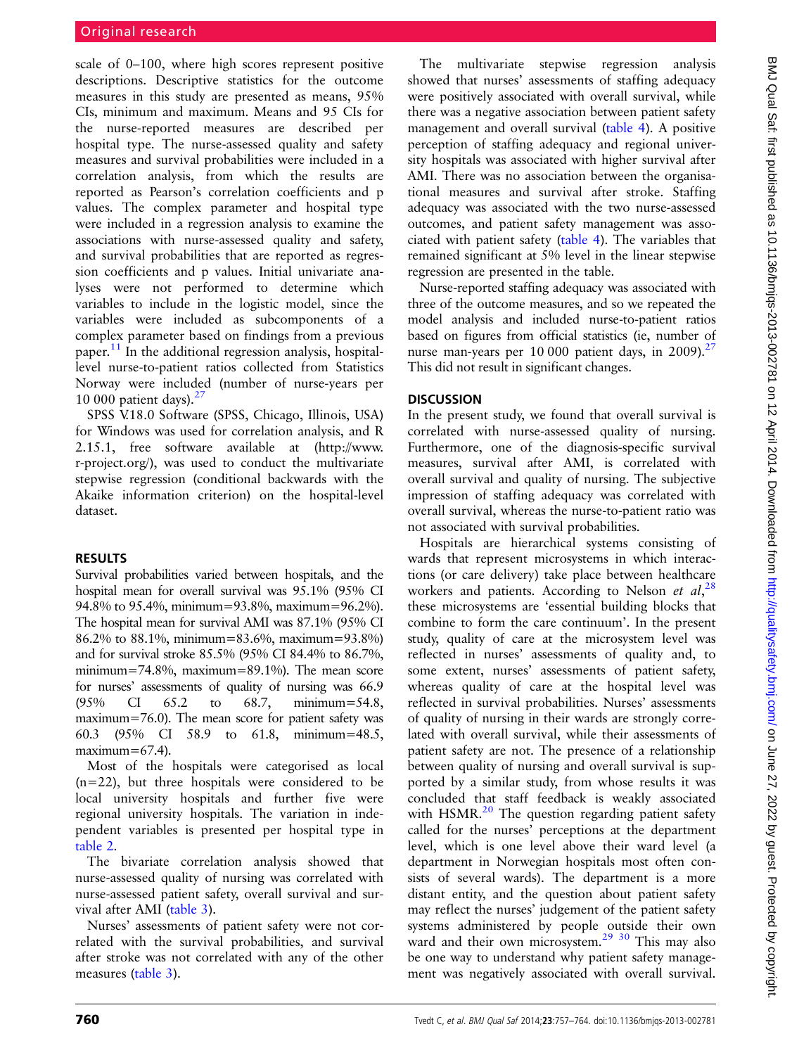scale of 0–100, where high scores represent positive descriptions. Descriptive statistics for the outcome measures in this study are presented as means, 95% CIs, minimum and maximum. Means and 95 CIs for the nurse-reported measures are described per hospital type. The nurse-assessed quality and safety measures and survival probabilities were included in a correlation analysis, from which the results are reported as Pearson's correlation coefficients and p values. The complex parameter and hospital type were included in a regression analysis to examine the associations with nurse-assessed quality and safety, and survival probabilities that are reported as regression coefficients and p values. Initial univariate analyses were not performed to determine which variables to include in the logistic model, since the variables were included as subcomponents of a complex parameter based on findings from a previous paper.[11] In the additional regression analysis, hospital-level nurse-to-patient ratios collected from Statistics Norway were included (number of nurse-years per 10 000 patient days).[27]

SPSS V.18.0 Software (SPSS, Chicago, Illinois, USA) for Windows was used for correlation analysis, and R 2.15.1, free software available at (http://www.r-project.org/), was used to conduct the multivariate stepwise regression (conditional backwards with the Akaike information criterion) on the hospital-level dataset.

## RESULTS

Survival probabilities varied between hospitals, and the hospital mean for overall survival was 95.1% (95% CI 94.8% to 95.4%, minimum=93.8%, maximum=96.2%). The hospital mean for survival AMI was 87.1% (95% CI 86.2% to 88.1%, minimum=83.6%, maximum=93.8%) and for survival stroke 85.5% (95% CI 84.4% to 86.7%, minimum=74.8%, maximum=89.1%). The mean score for nurses' assessments of quality of nursing was 66.9 (95% CI 65.2 to 68.7, minimum=54.8, maximum=76.0). The mean score for patient safety was 60.3 (95% CI 58.9 to 61.8, minimum=48.5, maximum=67.4).

Most of the hospitals were categorised as local (n=22), but three hospitals were considered to be local university hospitals and further five were regional university hospitals. The variation in independent variables is presented per hospital type in table 2.

The bivariate correlation analysis showed that nurse-assessed quality of nursing was correlated with nurse-assessed patient safety, overall survival and survival after AMI (table 3).

Nurses' assessments of patient safety were not correlated with the survival probabilities, and survival after stroke was not correlated with any of the other measures (table 3).

The multivariate stepwise regression analysis showed that nurses' assessments of staffing adequacy were positively associated with overall survival, while there was a negative association between patient safety management and overall survival (table 4). A positive perception of staffing adequacy and regional university hospitals was associated with higher survival after AMI. There was no association between the organisational measures and survival after stroke. Staffing adequacy was associated with the two nurse-assessed outcomes, and patient safety management was associated with patient safety (table 4). The variables that remained significant at 5% level in the linear stepwise regression are presented in the table.

Nurse-reported staffing adequacy was associated with three of the outcome measures, and so we repeated the model analysis and included nurse-to-patient ratios based on figures from official statistics (ie, number of nurse man-years per 10 000 patient days, in 2009).[27] This did not result in significant changes.

## DISCUSSION

In the present study, we found that overall survival is correlated with nurse-assessed quality of nursing. Furthermore, one of the diagnosis-specific survival measures, survival after AMI, is correlated with overall survival and quality of nursing. The subjective impression of staffing adequacy was correlated with overall survival, whereas the nurse-to-patient ratio was not associated with survival probabilities.

Hospitals are hierarchical systems consisting of wards that represent microsystems in which interactions (or care delivery) take place between healthcare workers and patients. According to Nelson *et al*,[28] these microsystems are 'essential building blocks that combine to form the care continuum'. In the present study, quality of care at the microsystem level was reflected in nurses' assessments of quality and, to some extent, nurses' assessments of patient safety, whereas quality of care at the hospital level was reflected in survival probabilities. Nurses' assessments of quality of nursing in their wards are strongly correlated with overall survival, while their assessments of patient safety are not. The presence of a relationship between quality of nursing and overall survival is supported by a similar study, from whose results it was concluded that staff feedback is weakly associated with HSMR.[20] The question regarding patient safety called for the nurses' perceptions at the department level, which is one level above their ward level (a department in Norwegian hospitals most often consists of several wards). The department is a more distant entity, and the question about patient safety may reflect the nurses' judgement of the patient safety systems administered by people outside their own ward and their own microsystem.[29 30] This may also be one way to understand why patient safety management was negatively associated with overall survival.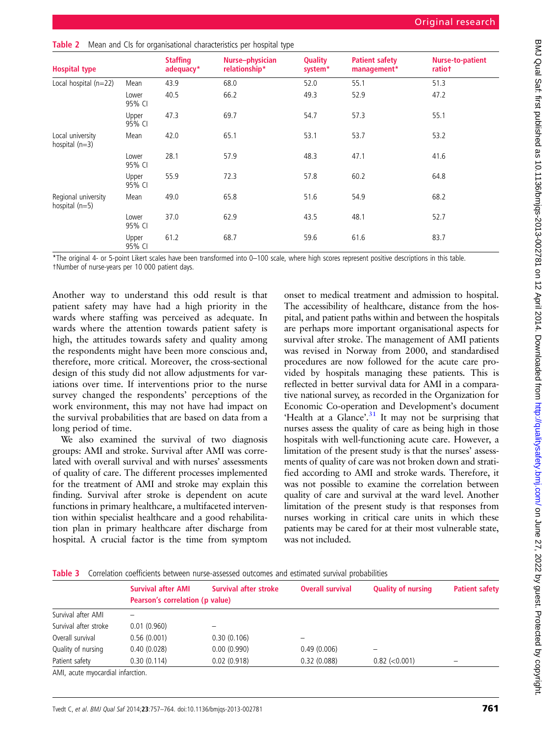**Table 2** Mean and CIs for organisational characteristics per hospital type

| Hospital type | | Staffing adequacy* | Nurse–physician relationship* | Quality system* | Patient safety management* | Nurse-to-patient ratio† |
|---|---|---|---|---|---|---|
| Local hospital (n=22) | Mean | 43.9 | 68.0 | 52.0 | 55.1 | 51.3 |
| | Lower 95% CI | 40.5 | 66.2 | 49.3 | 52.9 | 47.2 |
| | Upper 95% CI | 47.3 | 69.7 | 54.7 | 57.3 | 55.1 |
| Local university hospital (n=3) | Mean | 42.0 | 65.1 | 53.1 | 53.7 | 53.2 |
| | Lower 95% CI | 28.1 | 57.9 | 48.3 | 47.1 | 41.6 |
| | Upper 95% CI | 55.9 | 72.3 | 57.8 | 60.2 | 64.8 |
| Regional university hospital (n=5) | Mean | 49.0 | 65.8 | 51.6 | 54.9 | 68.2 |
| | Lower 95% CI | 37.0 | 62.9 | 43.5 | 48.1 | 52.7 |
| | Upper 95% CI | 61.2 | 68.7 | 59.6 | 61.6 | 83.7 |

*The original 4- or 5-point Likert scales have been transformed into 0–100 scale, where high scores represent positive descriptions in this table.
†Number of nurse-years per 10 000 patient days.

Another way to understand this odd result is that patient safety may have had a high priority in the wards where staffing was perceived as adequate. In wards where the attention towards patient safety is high, the attitudes towards safety and quality among the respondents might have been more conscious and, therefore, more critical. Moreover, the cross-sectional design of this study did not allow adjustments for variations over time. If interventions prior to the nurse survey changed the respondents' perceptions of the work environment, this may not have had impact on the survival probabilities that are based on data from a long period of time.

We also examined the survival of two diagnosis groups: AMI and stroke. Survival after AMI was correlated with overall survival and with nurses' assessments of quality of care. The different processes implemented for the treatment of AMI and stroke may explain this finding. Survival after stroke is dependent on acute functions in primary healthcare, a multifaceted intervention within specialist healthcare and a good rehabilitation plan in primary healthcare after discharge from hospital. A crucial factor is the time from symptom onset to medical treatment and admission to hospital. The accessibility of healthcare, distance from the hospital, and patient paths within and between the hospitals are perhaps more important organisational aspects for survival after stroke. The management of AMI patients was revised in Norway from 2000, and standardised procedures are now followed for the acute care provided by hospitals managing these patients. This is reflected in better survival data for AMI in a comparative national survey, as recorded in the Organization for Economic Co-operation and Development's document 'Health at a Glance'.[31] It may not be surprising that nurses assess the quality of care as being high in those hospitals with well-functioning acute care. However, a limitation of the present study is that the nurses' assessments of quality of care was not broken down and stratified according to AMI and stroke wards. Therefore, it was not possible to examine the correlation between quality of care and survival at the ward level. Another limitation of the present study is that responses from nurses working in critical care units in which these patients may be cared for at their most vulnerable state, was not included.

**Table 3** Correlation coefficients between nurse-assessed outcomes and estimated survival probabilities

| | Survival after AMI Pearson's correlation (p value) | Survival after stroke | Overall survival | Quality of nursing | Patient safety |
|---|---|---|---|---|---|
| Survival after AMI | – | | | | |
| Survival after stroke | 0.01 (0.960) | – | | | |
| Overall survival | 0.56 (0.001) | 0.30 (0.106) | – | | |
| Quality of nursing | 0.40 (0.028) | 0.00 (0.990) | 0.49 (0.006) | – | |
| Patient safety | 0.30 (0.114) | 0.02 (0.918) | 0.32 (0.088) | 0.82 (<0.001) | – |

AMI, acute myocardial infarction.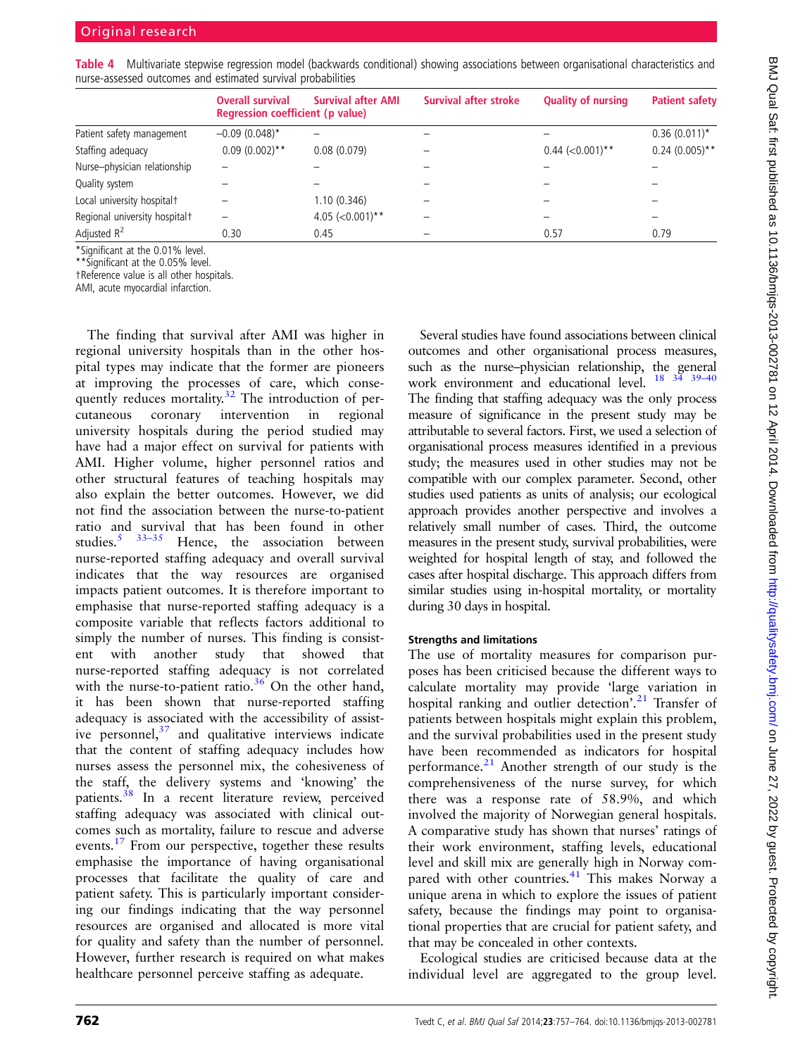**Table 4** Multivariate stepwise regression model (backwards conditional) showing associations between organisational characteristics and nurse-assessed outcomes and estimated survival probabilities

| | Overall survival Regression coefficient (p value) | Survival after AMI | Survival after stroke | Quality of nursing | Patient safety |
|---|---|---|---|---|---|
| Patient safety management | −0.09 (0.048)* | – | – | – | 0.36 (0.011)* |
| Staffing adequacy | 0.09 (0.002)** | 0.08 (0.079) | – | 0.44 (<0.001)** | 0.24 (0.005)** |
| Nurse–physician relationship | – | – | – | – | – |
| Quality system | – | – | – | – | – |
| Local university hospital† | – | 1.10 (0.346) | – | – | – |
| Regional university hospital† | – | 4.05 (<0.001)** | – | – | – |
| Adjusted $R^2$ | 0.30 | 0.45 | – | 0.57 | 0.79 |

*Significant at the 0.01% level.
**Significant at the 0.05% level.
†Reference value is all other hospitals.
AMI, acute myocardial infarction.

The finding that survival after AMI was higher in regional university hospitals than in the other hospital types may indicate that the former are pioneers at improving the processes of care, which consequently reduces mortality.[32] The introduction of percutaneous coronary intervention in regional university hospitals during the period studied may have had a major effect on survival for patients with AMI. Higher volume, higher personnel ratios and other structural features of teaching hospitals may also explain the better outcomes. However, we did not find the association between the nurse-to-patient ratio and survival that has been found in other studies.[5 33–35] Hence, the association between nurse-reported staffing adequacy and overall survival indicates that the way resources are organised impacts patient outcomes. It is therefore important to emphasise that nurse-reported staffing adequacy is a composite variable that reflects factors additional to simply the number of nurses. This finding is consistent with another study that showed that nurse-reported staffing adequacy is not correlated with the nurse-to-patient ratio.[36] On the other hand, it has been shown that nurse-reported staffing adequacy is associated with the accessibility of assistive personnel,[37] and qualitative interviews indicate that the content of staffing adequacy includes how nurses assess the personnel mix, the cohesiveness of the staff, the delivery systems and 'knowing' the patients.[38] In a recent literature review, perceived staffing adequacy was associated with clinical outcomes such as mortality, failure to rescue and adverse events.[17] From our perspective, together these results emphasise the importance of having organisational processes that facilitate the quality of care and patient safety. This is particularly important considering our findings indicating that the way personnel resources are organised and allocated is more vital for quality and safety than the number of personnel. However, further research is required on what makes healthcare personnel perceive staffing as adequate.

Several studies have found associations between clinical outcomes and other organisational process measures, such as the nurse–physician relationship, the general work environment and educational level.[18 34 39–40] The finding that staffing adequacy was the only process measure of significance in the present study may be attributable to several factors. First, we used a selection of organisational process measures identified in a previous study; the measures used in other studies may not be compatible with our complex parameter. Second, other studies used patients as units of analysis; our ecological approach provides another perspective and involves a relatively small number of cases. Third, the outcome measures in the present study, survival probabilities, were weighted for hospital length of stay, and followed the cases after hospital discharge. This approach differs from similar studies using in-hospital mortality, or mortality during 30 days in hospital.

### Strengths and limitations

The use of mortality measures for comparison purposes has been criticised because the different ways to calculate mortality may provide 'large variation in hospital ranking and outlier detection'.[21] Transfer of patients between hospitals might explain this problem, and the survival probabilities used in the present study have been recommended as indicators for hospital performance.[21] Another strength of our study is the comprehensiveness of the nurse survey, for which there was a response rate of 58.9%, and which involved the majority of Norwegian general hospitals. A comparative study has shown that nurses' ratings of their work environment, staffing levels, educational level and skill mix are generally high in Norway compared with other countries.[41] This makes Norway a unique arena in which to explore the issues of patient safety, because the findings may point to organisational properties that are crucial for patient safety, and that may be concealed in other contexts.

Ecological studies are criticised because data at the individual level are aggregated to the group level.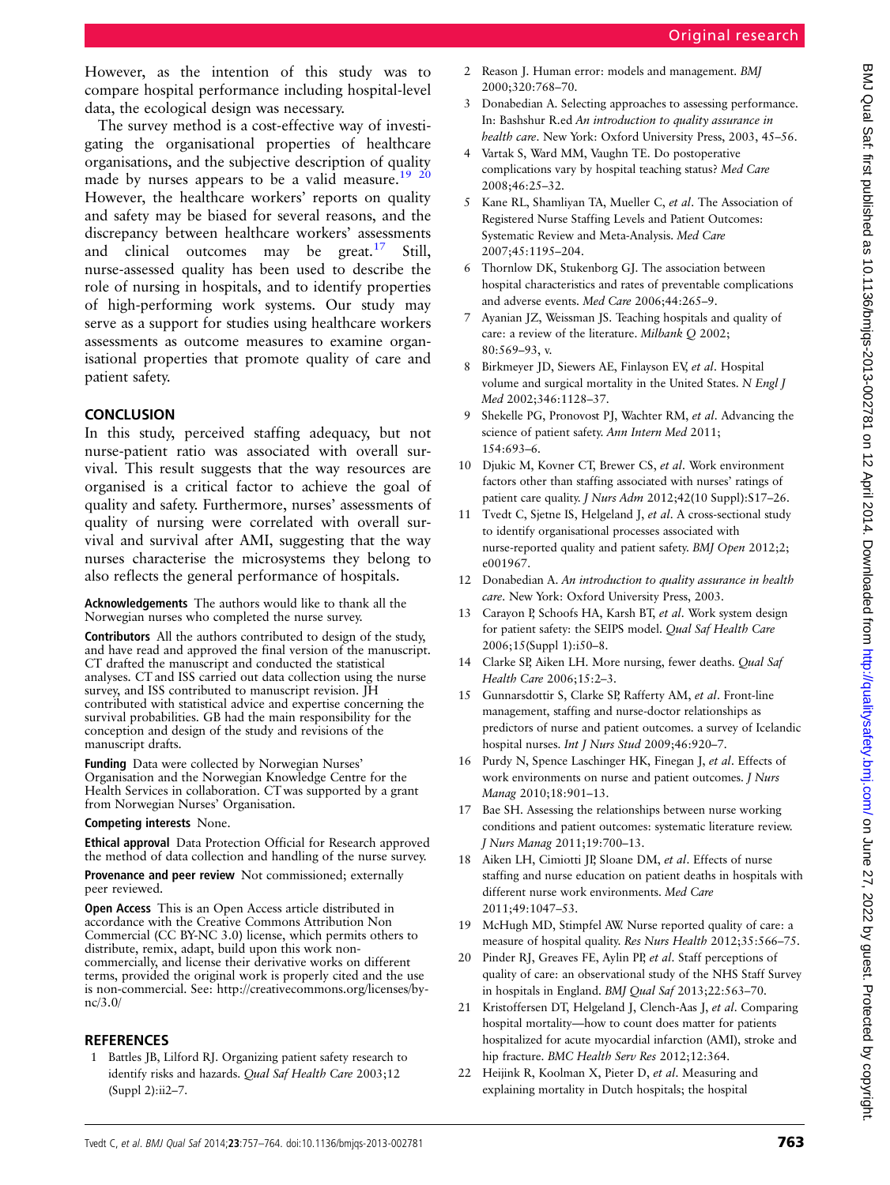However, as the intention of this study was to compare hospital performance including hospital-level data, the ecological design was necessary.

The survey method is a cost-effective way of investigating the organisational properties of healthcare organisations, and the subjective description of quality made by nurses appears to be a valid measure.[19 20] However, the healthcare workers' reports on quality and safety may be biased for several reasons, and the discrepancy between healthcare workers' assessments and clinical outcomes may be great.[17] Still, nurse-assessed quality has been used to describe the role of nursing in hospitals, and to identify properties of high-performing work systems. Our study may serve as a support for studies using healthcare workers assessments as outcome measures to examine organisational properties that promote quality of care and patient safety.

## CONCLUSION

In this study, perceived staffing adequacy, but not nurse-patient ratio was associated with overall survival. This result suggests that the way resources are organised is a critical factor to achieve the goal of quality and safety. Furthermore, nurses' assessments of quality of nursing were correlated with overall survival and survival after AMI, suggesting that the way nurses characterise the microsystems they belong to also reflects the general performance of hospitals.

**Acknowledgements** The authors would like to thank all the Norwegian nurses who completed the nurse survey.

**Contributors** All the authors contributed to design of the study, and have read and approved the final version of the manuscript. CT drafted the manuscript and conducted the statistical analyses. CT and ISS carried out data collection using the nurse survey, and ISS contributed to manuscript revision. JH contributed with statistical advice and expertise concerning the survival probabilities. GB had the main responsibility for the conception and design of the study and revisions of the manuscript drafts.

**Funding** Data were collected by Norwegian Nurses' Organisation and the Norwegian Knowledge Centre for the Health Services in collaboration. CT was supported by a grant from Norwegian Nurses' Organisation.

**Competing interests** None.

**Ethical approval** Data Protection Official for Research approved the method of data collection and handling of the nurse survey.

**Provenance and peer review** Not commissioned; externally peer reviewed.

**Open Access** This is an Open Access article distributed in accordance with the Creative Commons Attribution Non Commercial (CC BY-NC 3.0) license, which permits others to distribute, remix, adapt, build upon this work non-commercially, and license their derivative works on different terms, provided the original work is properly cited and the use is non-commercial. See: http://creativecommons.org/licenses/by-nc/3.0/

## REFERENCES

1. Battles JB, Lilford RJ. Organizing patient safety research to identify risks and hazards. *Qual Saf Health Care* 2003;12 (Suppl 2):ii2–7.
2. Reason J. Human error: models and management. *BMJ* 2000;320:768–70.
3. Donabedian A. Selecting approaches to assessing performance. In: Bashshur R.ed *An introduction to quality assurance in health care*. New York: Oxford University Press, 2003, 45–56.
4. Vartak S, Ward MM, Vaughn TE. Do postoperative complications vary by hospital teaching status? *Med Care* 2008;46:25–32.
5. Kane RL, Shamliyan TA, Mueller C, *et al*. The Association of Registered Nurse Staffing Levels and Patient Outcomes: Systematic Review and Meta-Analysis. *Med Care* 2007;45:1195–204.
6. Thornlow DK, Stukenborg GJ. The association between hospital characteristics and rates of preventable complications and adverse events. *Med Care* 2006;44:265–9.
7. Ayanian JZ, Weissman JS. Teaching hospitals and quality of care: a review of the literature. *Milbank Q* 2002; 80:569–93, v.
8. Birkmeyer JD, Siewers AE, Finlayson EV, *et al*. Hospital volume and surgical mortality in the United States. *N Engl J Med* 2002;346:1128–37.
9. Shekelle PG, Pronovost PJ, Wachter RM, *et al*. Advancing the science of patient safety. *Ann Intern Med* 2011; 154:693–6.
10. Djukic M, Kovner CT, Brewer CS, *et al*. Work environment factors other than staffing associated with nurses' ratings of patient care quality. *J Nurs Adm* 2012;42(10 Suppl):S17–26.
11. Tvedt C, Sjetne IS, Helgeland J, *et al*. A cross-sectional study to identify organisational processes associated with nurse-reported quality and patient safety. *BMJ Open* 2012;2; e001967.
12. Donabedian A. *An introduction to quality assurance in health care*. New York: Oxford University Press, 2003.
13. Carayon P, Schoofs HA, Karsh BT, *et al*. Work system design for patient safety: the SEIPS model. *Qual Saf Health Care* 2006;15(Suppl 1):i50–8.
14. Clarke SP, Aiken LH. More nursing, fewer deaths. *Qual Saf Health Care* 2006;15:2–3.
15. Gunnarsdottir S, Clarke SP, Rafferty AM, *et al*. Front-line management, staffing and nurse-doctor relationships as predictors of nurse and patient outcomes. a survey of Icelandic hospital nurses. *Int J Nurs Stud* 2009;46:920–7.
16. Purdy N, Spence Laschinger HK, Finegan J, *et al*. Effects of work environments on nurse and patient outcomes. *J Nurs Manag* 2010;18:901–13.
17. Bae SH. Assessing the relationships between nurse working conditions and patient outcomes: systematic literature review. *J Nurs Manag* 2011;19:700–13.
18. Aiken LH, Cimiotti JP, Sloane DM, *et al*. Effects of nurse staffing and nurse education on patient deaths in hospitals with different nurse work environments. *Med Care* 2011;49:1047–53.
19. McHugh MD, Stimpfel AW. Nurse reported quality of care: a measure of hospital quality. *Res Nurs Health* 2012;35:566–75.
20. Pinder RJ, Greaves FE, Aylin PP, *et al*. Staff perceptions of quality of care: an observational study of the NHS Staff Survey in hospitals in England. *BMJ Qual Saf* 2013;22:563–70.
21. Kristoffersen DT, Helgeland J, Clench-Aas J, *et al*. Comparing hospital mortality—how to count does matter for patients hospitalized for acute myocardial infarction (AMI), stroke and hip fracture. *BMC Health Serv Res* 2012;12:364.
22. Heijink R, Koolman X, Pieter D, *et al*. Measuring and explaining mortality in Dutch hospitals; the hospital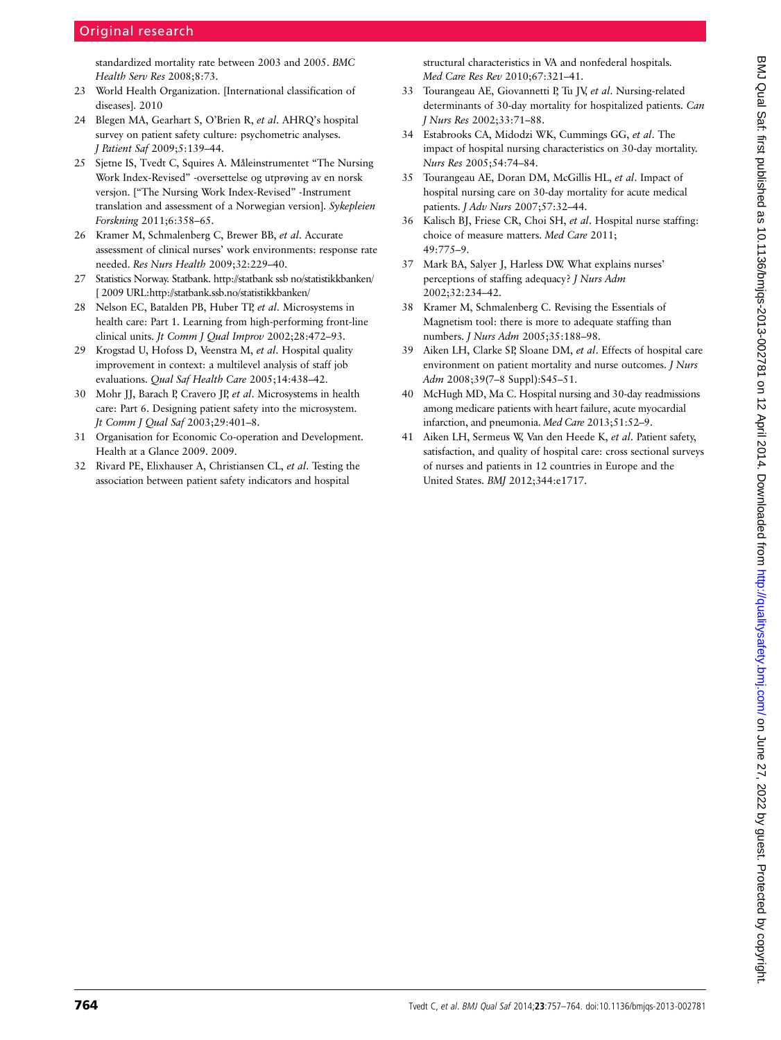standardized mortality rate between 2003 and 2005. *BMC Health Serv Res* 2008;8:73.

23 World Health Organization. [International classification of diseases]. 2010

24 Blegen MA, Gearhart S, O'Brien R, *et al*. AHRQ's hospital survey on patient safety culture: psychometric analyses. *J Patient Saf* 2009;5:139–44.

25 Sjetne IS, Tvedt C, Squires A. Måleinstrumentet "The Nursing Work Index-Revised" -oversettelse og utprøving av en norsk versjon. ["The Nursing Work Index-Revised" -Instrument translation and assessment of a Norwegian version]. *Sykepleien Forskning* 2011;6:358–65.

26 Kramer M, Schmalenberg C, Brewer BB, *et al*. Accurate assessment of clinical nurses' work environments: response rate needed. *Res Nurs Health* 2009;32:229–40.

27 Statistics Norway. Statbank. http://statbank ssb no/statistikkbanken/ [ 2009 URL:http://statbank.ssb.no/statistikkbanken/

28 Nelson EC, Batalden PB, Huber TP, *et al*. Microsystems in health care: Part 1. Learning from high-performing front-line clinical units. *Jt Comm J Qual Improv* 2002;28:472–93.

29 Krogstad U, Hofoss D, Veenstra M, *et al*. Hospital quality improvement in context: a multilevel analysis of staff job evaluations. *Qual Saf Health Care* 2005;14:438–42.

30 Mohr JJ, Barach P, Cravero JP, *et al*. Microsystems in health care: Part 6. Designing patient safety into the microsystem. *Jt Comm J Qual Saf* 2003;29:401–8.

31 Organisation for Economic Co-operation and Development. Health at a Glance 2009. 2009.

32 Rivard PE, Elixhauser A, Christiansen CL, *et al*. Testing the association between patient safety indicators and hospital structural characteristics in VA and nonfederal hospitals. *Med Care Res Rev* 2010;67:321–41.

33 Tourangeau AE, Giovannetti P, Tu JV, *et al*. Nursing-related determinants of 30-day mortality for hospitalized patients. *Can J Nurs Res* 2002;33:71–88.

34 Estabrooks CA, Midodzi WK, Cummings GG, *et al*. The impact of hospital nursing characteristics on 30-day mortality. *Nurs Res* 2005;54:74–84.

35 Tourangeau AE, Doran DM, McGillis HL, *et al*. Impact of hospital nursing care on 30-day mortality for acute medical patients. *J Adv Nurs* 2007;57:32–44.

36 Kalisch BJ, Friese CR, Choi SH, *et al*. Hospital nurse staffing: choice of measure matters. *Med Care* 2011; 49:775–9.

37 Mark BA, Salyer J, Harless DW. What explains nurses' perceptions of staffing adequacy? *J Nurs Adm* 2002;32:234–42.

38 Kramer M, Schmalenberg C. Revising the Essentials of Magnetism tool: there is more to adequate staffing than numbers. *J Nurs Adm* 2005;35:188–98.

39 Aiken LH, Clarke SP, Sloane DM, *et al*. Effects of hospital care environment on patient mortality and nurse outcomes. *J Nurs Adm* 2008;39(7–8 Suppl):S45–51.

40 McHugh MD, Ma C. Hospital nursing and 30-day readmissions among medicare patients with heart failure, acute myocardial infarction, and pneumonia. *Med Care* 2013;51:52–9.

41 Aiken LH, Sermeus W, Van den Heede K, *et al*. Patient safety, satisfaction, and quality of hospital care: cross sectional surveys of nurses and patients in 12 countries in Europe and the United States. *BMJ* 2012;344:e1717.